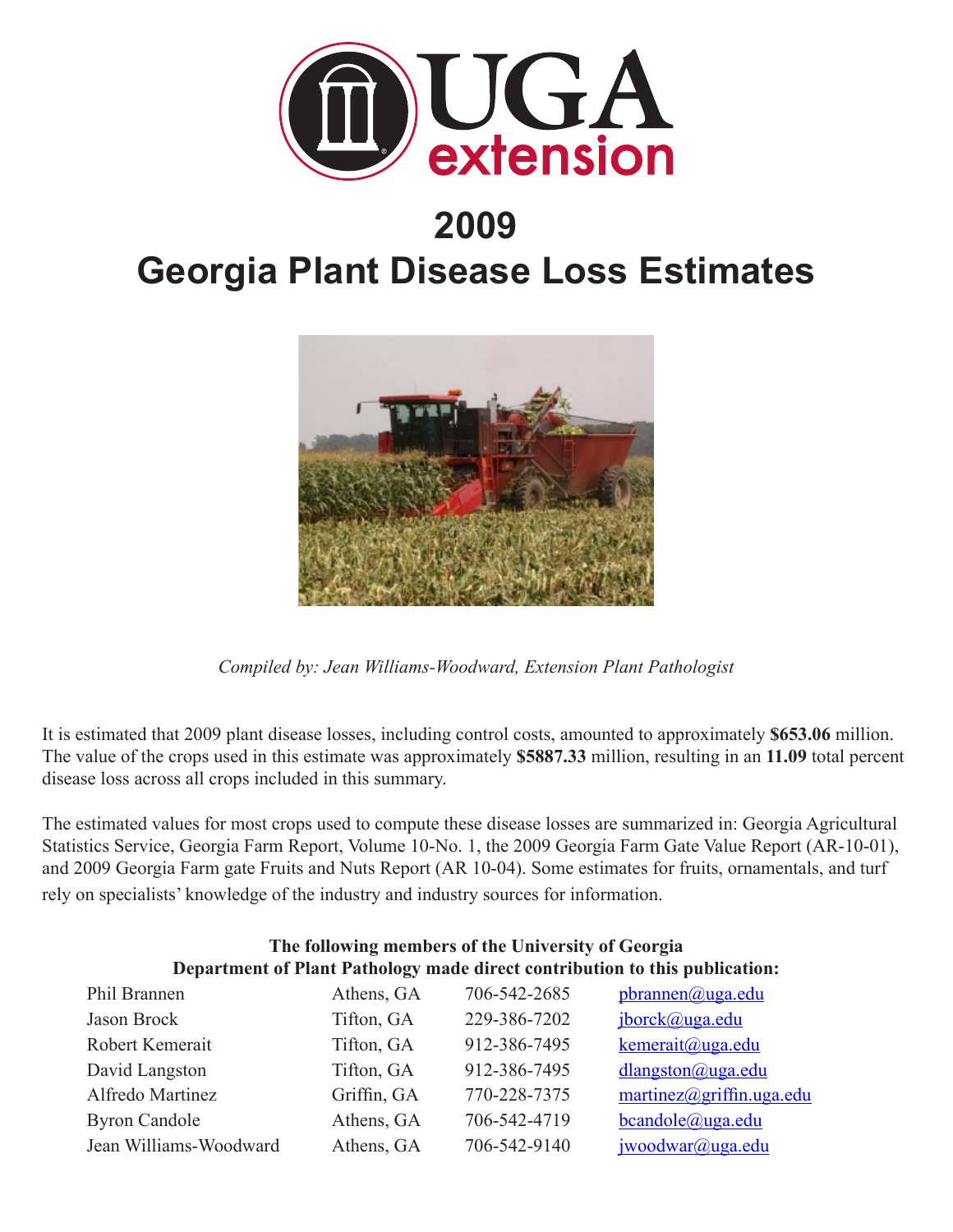UGA extension

# 2009
# Georgia Plant Disease Loss Estimates

*Compiled by: Jean Williams-Woodward, Extension Plant Pathologist*

It is estimated that 2009 plant disease losses, including control costs, amounted to approximately **$653.06** million. The value of the crops used in this estimate was approximately **$5887.33** million, resulting in an **11.09** total percent disease loss across all crops included in this summary.

The estimated values for most crops used to compute these disease losses are summarized in: Georgia Agricultural Statistics Service, Georgia Farm Report, Volume 10-No. 1, the 2009 Georgia Farm Gate Value Report (AR-10-01), and 2009 Georgia Farm gate Fruits and Nuts Report (AR 10-04). Some estimates for fruits, ornamentals, and turf rely on specialists' knowledge of the industry and industry sources for information.

**The following members of the University of Georgia Department of Plant Pathology made direct contribution to this publication:**

| | | | |
|---|---|---|---|
| Phil Brannen | Athens, GA | 706-542-2685 | pbrannen@uga.edu |
| Jason Brock | Tifton, GA | 229-386-7202 | jborck@uga.edu |
| Robert Kemerait | Tifton, GA | 912-386-7495 | kemerait@uga.edu |
| David Langston | Tifton, GA | 912-386-7495 | dlangston@uga.edu |
| Alfredo Martinez | Griffin, GA | 770-228-7375 | martinez@griffin.uga.edu |
| Byron Candole | Athens, GA | 706-542-4719 | bcandole@uga.edu |
| Jean Williams-Woodward | Athens, GA | 706-542-9140 | jwoodwar@uga.edu |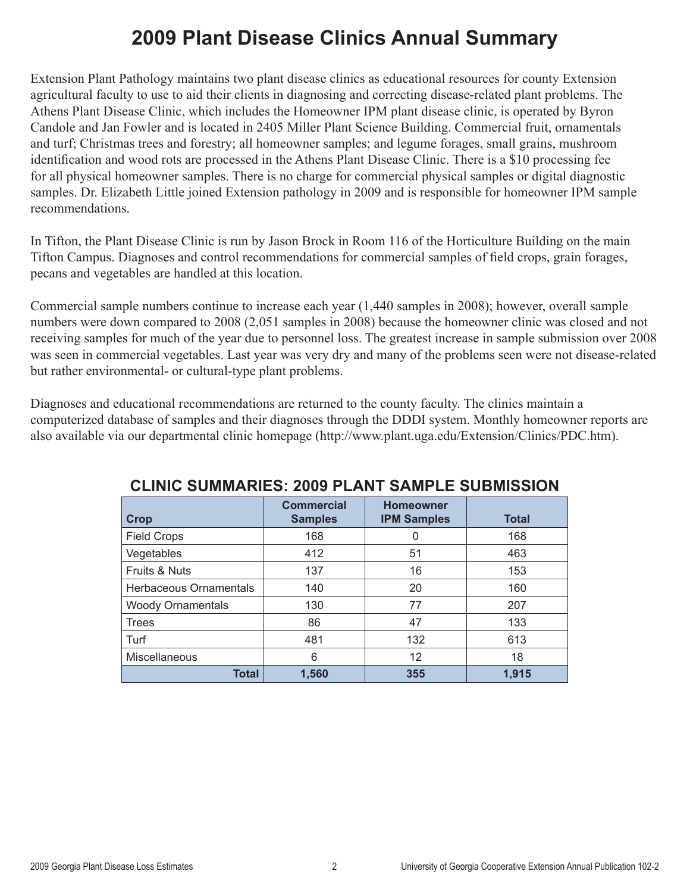# 2009 Plant Disease Clinics Annual Summary

Extension Plant Pathology maintains two plant disease clinics as educational resources for county Extension agricultural faculty to use to aid their clients in diagnosing and correcting disease-related plant problems. The Athens Plant Disease Clinic, which includes the Homeowner IPM plant disease clinic, is operated by Byron Candole and Jan Fowler and is located in 2405 Miller Plant Science Building. Commercial fruit, ornamentals and turf; Christmas trees and forestry; all homeowner samples; and legume forages, small grains, mushroom identification and wood rots are processed in the Athens Plant Disease Clinic. There is a $10 processing fee for all physical homeowner samples. There is no charge for commercial physical samples or digital diagnostic samples. Dr. Elizabeth Little joined Extension pathology in 2009 and is responsible for homeowner IPM sample recommendations.

In Tifton, the Plant Disease Clinic is run by Jason Brock in Room 116 of the Horticulture Building on the main Tifton Campus. Diagnoses and control recommendations for commercial samples of field crops, grain forages, pecans and vegetables are handled at this location.

Commercial sample numbers continue to increase each year (1,440 samples in 2008); however, overall sample numbers were down compared to 2008 (2,051 samples in 2008) because the homeowner clinic was closed and not receiving samples for much of the year due to personnel loss. The greatest increase in sample submission over 2008 was seen in commercial vegetables. Last year was very dry and many of the problems seen were not disease-related but rather environmental- or cultural-type plant problems.

Diagnoses and educational recommendations are returned to the county faculty. The clinics maintain a computerized database of samples and their diagnoses through the DDDI system. Monthly homeowner reports are also available via our departmental clinic homepage (http://www.plant.uga.edu/Extension/Clinics/PDC.htm).

## CLINIC SUMMARIES: 2009 PLANT SAMPLE SUBMISSION

| Crop | Commercial Samples | Homeowner IPM Samples | Total |
|---|---|---|---|
| Field Crops | 168 | 0 | 168 |
| Vegetables | 412 | 51 | 463 |
| Fruits & Nuts | 137 | 16 | 153 |
| Herbaceous Ornamentals | 140 | 20 | 160 |
| Woody Ornamentals | 130 | 77 | 207 |
| Trees | 86 | 47 | 133 |
| Turf | 481 | 132 | 613 |
| Miscellaneous | 6 | 12 | 18 |
| **Total** | **1,560** | **355** | **1,915** |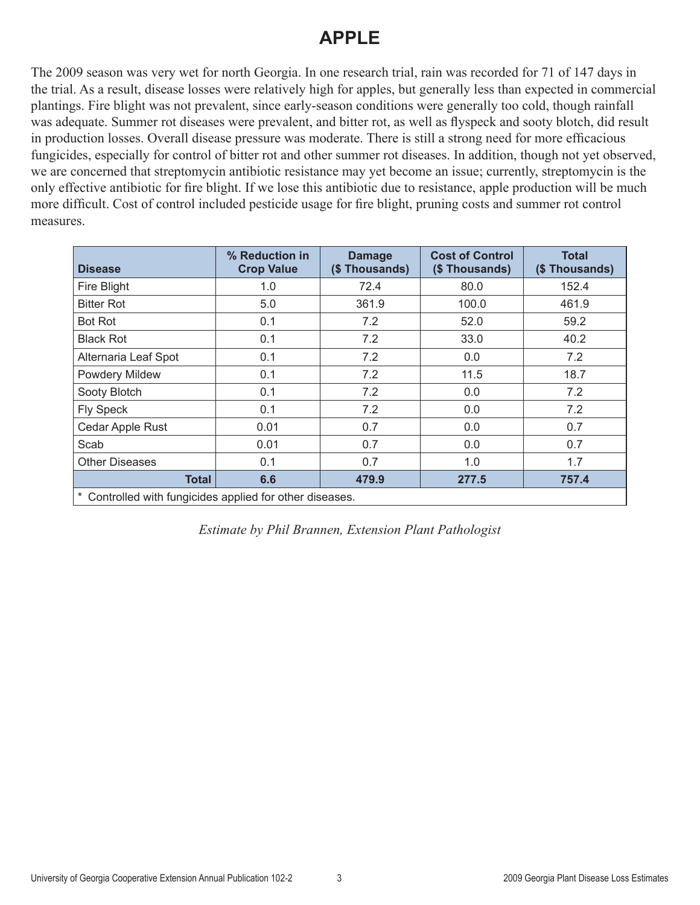# APPLE

The 2009 season was very wet for north Georgia. In one research trial, rain was recorded for 71 of 147 days in the trial. As a result, disease losses were relatively high for apples, but generally less than expected in commercial plantings. Fire blight was not prevalent, since early-season conditions were generally too cold, though rainfall was adequate. Summer rot diseases were prevalent, and bitter rot, as well as flyspeck and sooty blotch, did result in production losses. Overall disease pressure was moderate. There is still a strong need for more efficacious fungicides, especially for control of bitter rot and other summer rot diseases. In addition, though not yet observed, we are concerned that streptomycin antibiotic resistance may yet become an issue; currently, streptomycin is the only effective antibiotic for fire blight. If we lose this antibiotic due to resistance, apple production will be much more difficult. Cost of control included pesticide usage for fire blight, pruning costs and summer rot control measures.

| Disease | % Reduction in Crop Value | Damage ($ Thousands) | Cost of Control ($ Thousands) | Total ($ Thousands) |
|---|---|---|---|---|
| Fire Blight | 1.0 | 72.4 | 80.0 | 152.4 |
| Bitter Rot | 5.0 | 361.9 | 100.0 | 461.9 |
| Bot Rot | 0.1 | 7.2 | 52.0 | 59.2 |
| Black Rot | 0.1 | 7.2 | 33.0 | 40.2 |
| Alternaria Leaf Spot | 0.1 | 7.2 | 0.0 | 7.2 |
| Powdery Mildew | 0.1 | 7.2 | 11.5 | 18.7 |
| Sooty Blotch | 0.1 | 7.2 | 0.0 | 7.2 |
| Fly Speck | 0.1 | 7.2 | 0.0 | 7.2 |
| Cedar Apple Rust | 0.01 | 0.7 | 0.0 | 0.7 |
| Scab | 0.01 | 0.7 | 0.0 | 0.7 |
| Other Diseases | 0.1 | 0.7 | 1.0 | 1.7 |
| **Total** | **6.6** | **479.9** | **277.5** | **757.4** |

* Controlled with fungicides applied for other diseases.

*Estimate by Phil Brannen, Extension Plant Pathologist*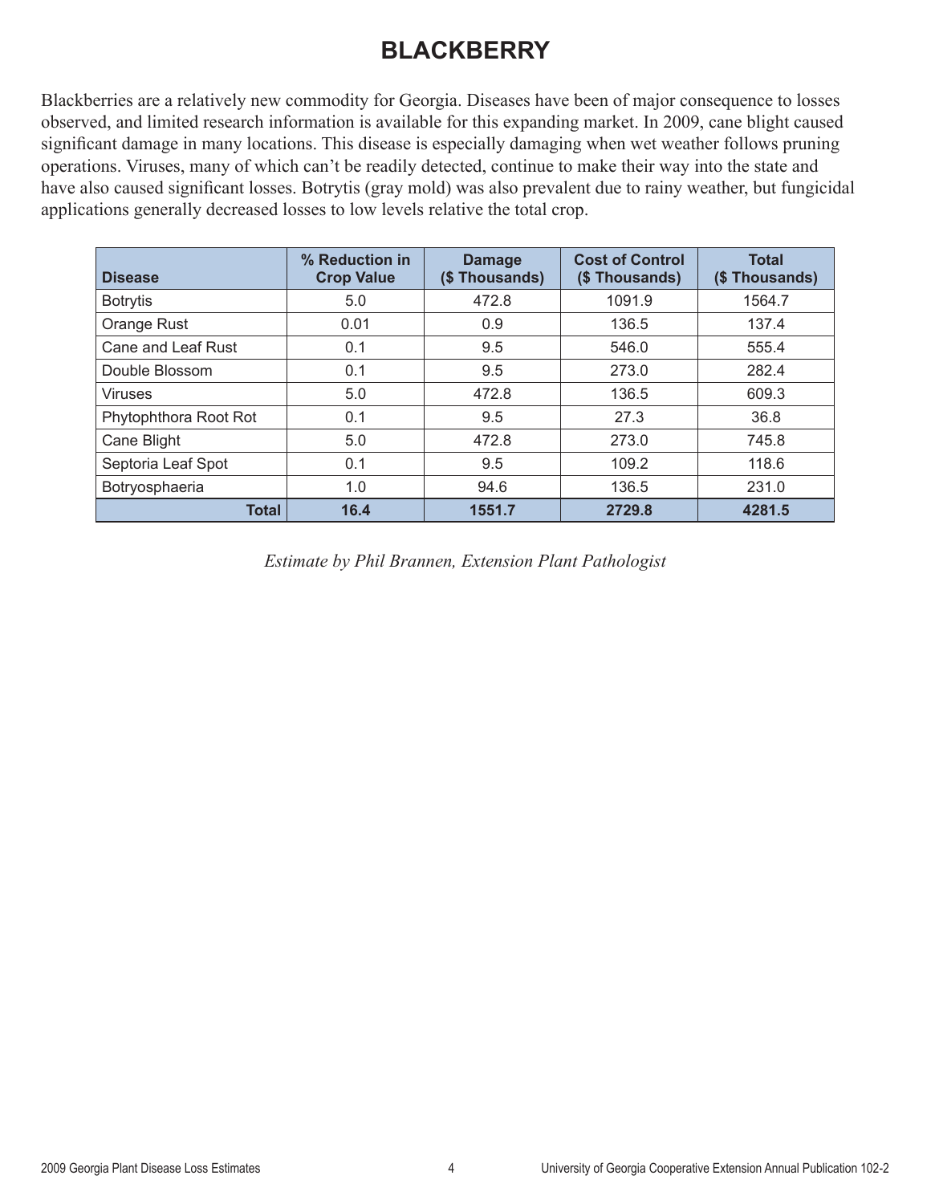# BLACKBERRY

Blackberries are a relatively new commodity for Georgia. Diseases have been of major consequence to losses observed, and limited research information is available for this expanding market. In 2009, cane blight caused significant damage in many locations. This disease is especially damaging when wet weather follows pruning operations. Viruses, many of which can't be readily detected, continue to make their way into the state and have also caused significant losses. Botrytis (gray mold) was also prevalent due to rainy weather, but fungicidal applications generally decreased losses to low levels relative the total crop.

| Disease | % Reduction in Crop Value | Damage ($ Thousands) | Cost of Control ($ Thousands) | Total ($ Thousands) |
|---|---|---|---|---|
| Botrytis | 5.0 | 472.8 | 1091.9 | 1564.7 |
| Orange Rust | 0.01 | 0.9 | 136.5 | 137.4 |
| Cane and Leaf Rust | 0.1 | 9.5 | 546.0 | 555.4 |
| Double Blossom | 0.1 | 9.5 | 273.0 | 282.4 |
| Viruses | 5.0 | 472.8 | 136.5 | 609.3 |
| Phytophthora Root Rot | 0.1 | 9.5 | 27.3 | 36.8 |
| Cane Blight | 5.0 | 472.8 | 273.0 | 745.8 |
| Septoria Leaf Spot | 0.1 | 9.5 | 109.2 | 118.6 |
| Botryosphaeria | 1.0 | 94.6 | 136.5 | 231.0 |
| **Total** | **16.4** | **1551.7** | **2729.8** | **4281.5** |

*Estimate by Phil Brannen, Extension Plant Pathologist*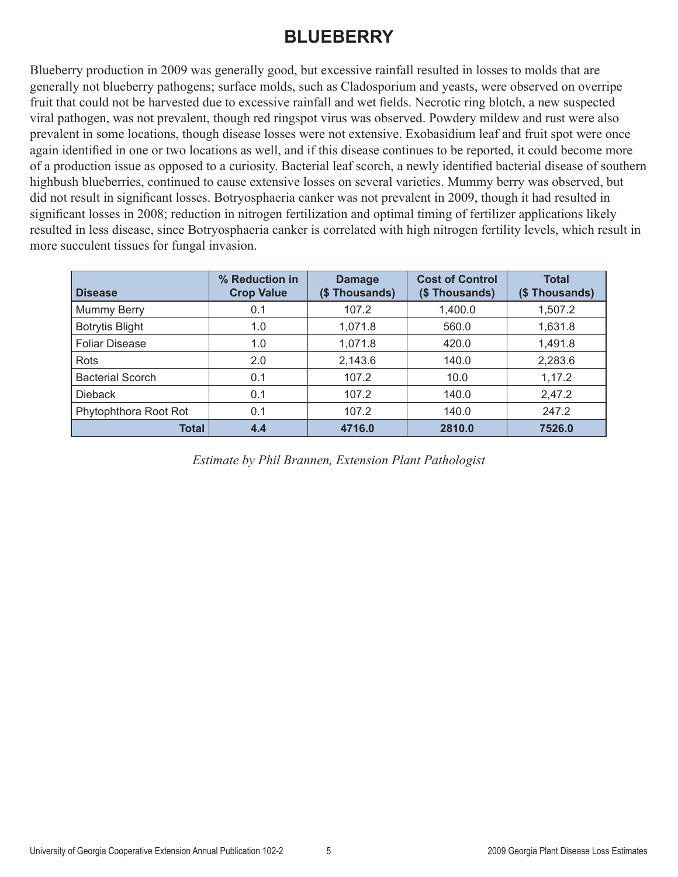# BLUEBERRY

Blueberry production in 2009 was generally good, but excessive rainfall resulted in losses to molds that are generally not blueberry pathogens; surface molds, such as Cladosporium and yeasts, were observed on overripe fruit that could not be harvested due to excessive rainfall and wet fields. Necrotic ring blotch, a new suspected viral pathogen, was not prevalent, though red ringspot virus was observed. Powdery mildew and rust were also prevalent in some locations, though disease losses were not extensive. Exobasidium leaf and fruit spot were once again identified in one or two locations as well, and if this disease continues to be reported, it could become more of a production issue as opposed to a curiosity. Bacterial leaf scorch, a newly identified bacterial disease of southern highbush blueberries, continued to cause extensive losses on several varieties. Mummy berry was observed, but did not result in significant losses. Botryosphaeria canker was not prevalent in 2009, though it had resulted in significant losses in 2008; reduction in nitrogen fertilization and optimal timing of fertilizer applications likely resulted in less disease, since Botryosphaeria canker is correlated with high nitrogen fertility levels, which result in more succulent tissues for fungal invasion.

| Disease | % Reduction in Crop Value | Damage ($ Thousands) | Cost of Control ($ Thousands) | Total ($ Thousands) |
|---|---|---|---|---|
| Mummy Berry | 0.1 | 107.2 | 1,400.0 | 1,507.2 |
| Botrytis Blight | 1.0 | 1,071.8 | 560.0 | 1,631.8 |
| Foliar Disease | 1.0 | 1,071.8 | 420.0 | 1,491.8 |
| Rots | 2.0 | 2,143.6 | 140.0 | 2,283.6 |
| Bacterial Scorch | 0.1 | 107.2 | 10.0 | 1,17.2 |
| Dieback | 0.1 | 107.2 | 140.0 | 2,47.2 |
| Phytophthora Root Rot | 0.1 | 107.2 | 140.0 | 247.2 |
| **Total** | **4.4** | **4716.0** | **2810.0** | **7526.0** |

*Estimate by Phil Brannen, Extension Plant Pathologist*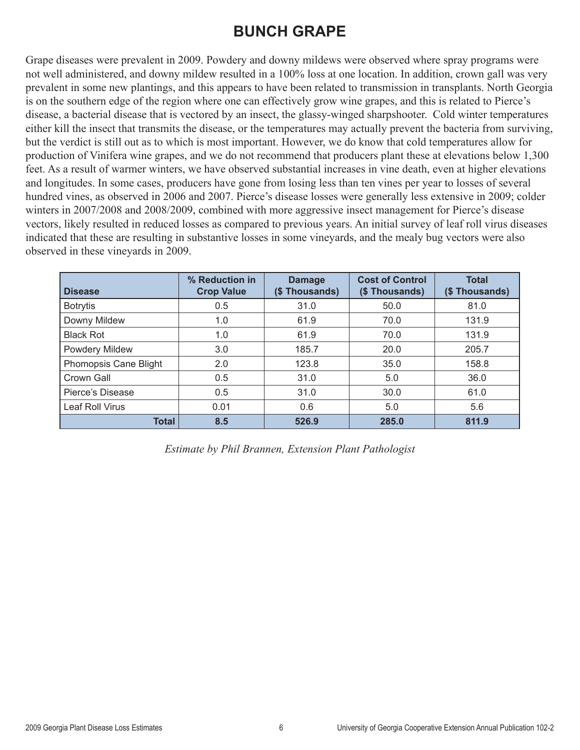# BUNCH GRAPE

Grape diseases were prevalent in 2009. Powdery and downy mildews were observed where spray programs were not well administered, and downy mildew resulted in a 100% loss at one location. In addition, crown gall was very prevalent in some new plantings, and this appears to have been related to transmission in transplants. North Georgia is on the southern edge of the region where one can effectively grow wine grapes, and this is related to Pierce's disease, a bacterial disease that is vectored by an insect, the glassy-winged sharpshooter. Cold winter temperatures either kill the insect that transmits the disease, or the temperatures may actually prevent the bacteria from surviving, but the verdict is still out as to which is most important. However, we do know that cold temperatures allow for production of Vinifera wine grapes, and we do not recommend that producers plant these at elevations below 1,300 feet. As a result of warmer winters, we have observed substantial increases in vine death, even at higher elevations and longitudes. In some cases, producers have gone from losing less than ten vines per year to losses of several hundred vines, as observed in 2006 and 2007. Pierce's disease losses were generally less extensive in 2009; colder winters in 2007/2008 and 2008/2009, combined with more aggressive insect management for Pierce's disease vectors, likely resulted in reduced losses as compared to previous years. An initial survey of leaf roll virus diseases indicated that these are resulting in substantive losses in some vineyards, and the mealy bug vectors were also observed in these vineyards in 2009.

| Disease | % Reduction in Crop Value | Damage ($ Thousands) | Cost of Control ($ Thousands) | Total ($ Thousands) |
|---|---|---|---|---|
| Botrytis | 0.5 | 31.0 | 50.0 | 81.0 |
| Downy Mildew | 1.0 | 61.9 | 70.0 | 131.9 |
| Black Rot | 1.0 | 61.9 | 70.0 | 131.9 |
| Powdery Mildew | 3.0 | 185.7 | 20.0 | 205.7 |
| Phomopsis Cane Blight | 2.0 | 123.8 | 35.0 | 158.8 |
| Crown Gall | 0.5 | 31.0 | 5.0 | 36.0 |
| Pierce's Disease | 0.5 | 31.0 | 30.0 | 61.0 |
| Leaf Roll Virus | 0.01 | 0.6 | 5.0 | 5.6 |
| **Total** | **8.5** | **526.9** | **285.0** | **811.9** |

*Estimate by Phil Brannen, Extension Plant Pathologist*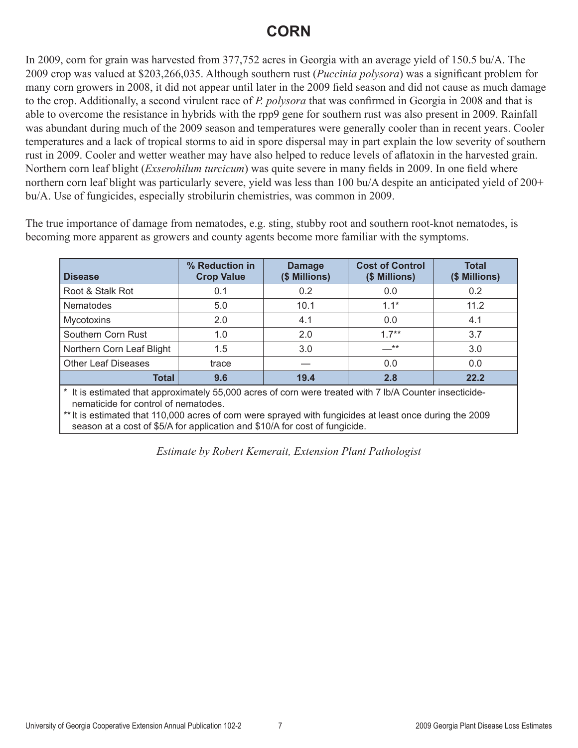# CORN

In 2009, corn for grain was harvested from 377,752 acres in Georgia with an average yield of 150.5 bu/A. The 2009 crop was valued at $203,266,035. Although southern rust (*Puccinia polysora*) was a significant problem for many corn growers in 2008, it did not appear until later in the 2009 field season and did not cause as much damage to the crop. Additionally, a second virulent race of *P. polysora* that was confirmed in Georgia in 2008 and that is able to overcome the resistance in hybrids with the rpp9 gene for southern rust was also present in 2009. Rainfall was abundant during much of the 2009 season and temperatures were generally cooler than in recent years. Cooler temperatures and a lack of tropical storms to aid in spore dispersal may in part explain the low severity of southern rust in 2009. Cooler and wetter weather may have also helped to reduce levels of aflatoxin in the harvested grain. Northern corn leaf blight (*Exserohilum turcicum*) was quite severe in many fields in 2009. In one field where northern corn leaf blight was particularly severe, yield was less than 100 bu/A despite an anticipated yield of 200+ bu/A. Use of fungicides, especially strobilurin chemistries, was common in 2009.

The true importance of damage from nematodes, e.g. sting, stubby root and southern root-knot nematodes, is becoming more apparent as growers and county agents become more familiar with the symptoms.

| Disease | % Reduction in Crop Value | Damage ($ Millions) | Cost of Control ($ Millions) | Total ($ Millions) |
|---|---|---|---|---|
| Root & Stalk Rot | 0.1 | 0.2 | 0.0 | 0.2 |
| Nematodes | 5.0 | 10.1 | 1.1* | 11.2 |
| Mycotoxins | 2.0 | 4.1 | 0.0 | 4.1 |
| Southern Corn Rust | 1.0 | 2.0 | 1.7** | 3.7 |
| Northern Corn Leaf Blight | 1.5 | 3.0 | —** | 3.0 |
| Other Leaf Diseases | trace | — | 0.0 | 0.0 |
| **Total** | **9.6** | **19.4** | **2.8** | **22.2** |

\* It is estimated that approximately 55,000 acres of corn were treated with 7 lb/A Counter insecticide-nematicide for control of nematodes.

** It is estimated that 110,000 acres of corn were sprayed with fungicides at least once during the 2009 season at a cost of $5/A for application and $10/A for cost of fungicide.

*Estimate by Robert Kemerait, Extension Plant Pathologist*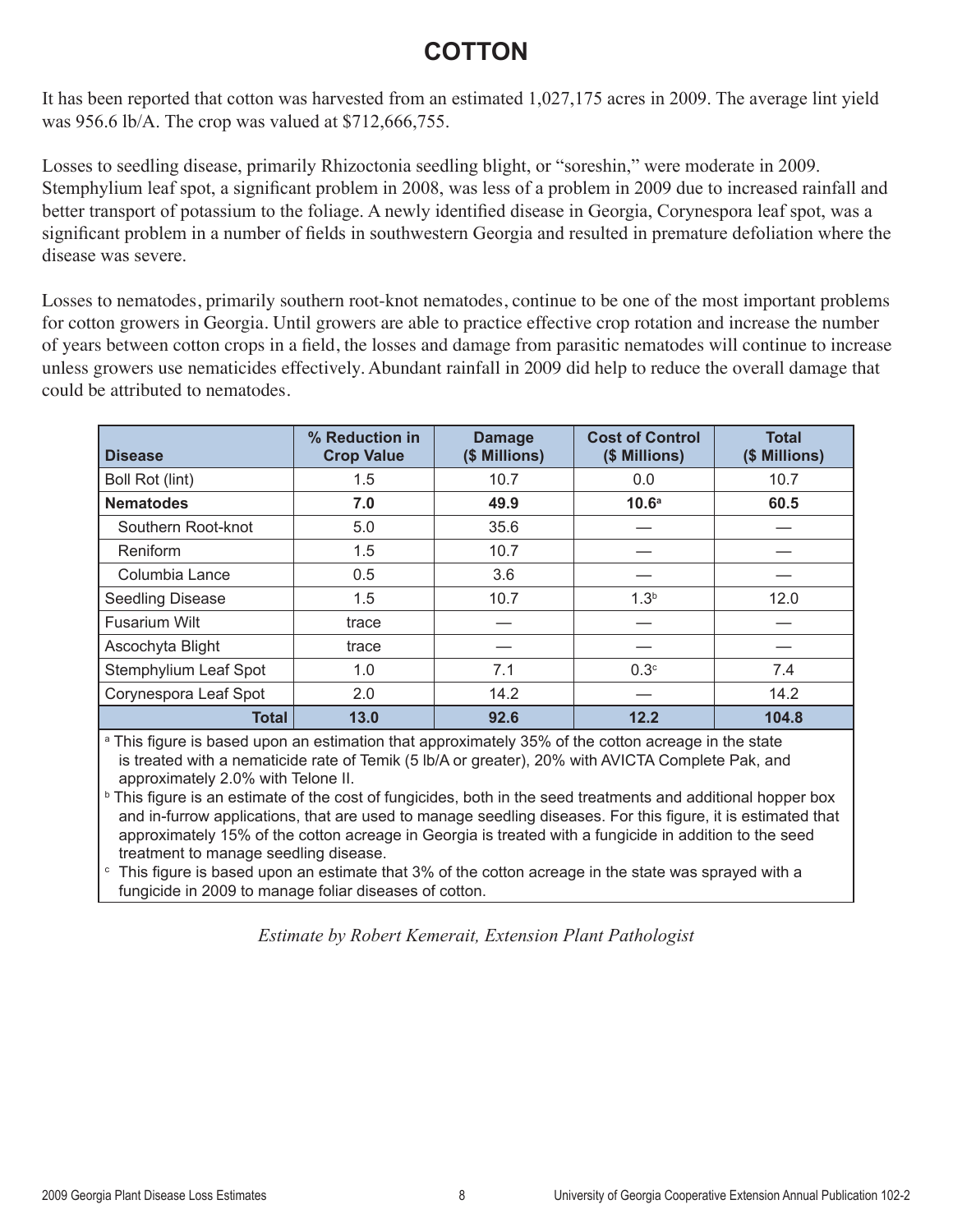# COTTON

It has been reported that cotton was harvested from an estimated 1,027,175 acres in 2009. The average lint yield was 956.6 lb/A. The crop was valued at $712,666,755.

Losses to seedling disease, primarily Rhizoctonia seedling blight, or "soreshin," were moderate in 2009. Stemphylium leaf spot, a significant problem in 2008, was less of a problem in 2009 due to increased rainfall and better transport of potassium to the foliage. A newly identified disease in Georgia, Corynespora leaf spot, was a significant problem in a number of fields in southwestern Georgia and resulted in premature defoliation where the disease was severe.

Losses to nematodes, primarily southern root-knot nematodes, continue to be one of the most important problems for cotton growers in Georgia. Until growers are able to practice effective crop rotation and increase the number of years between cotton crops in a field, the losses and damage from parasitic nematodes will continue to increase unless growers use nematicides effectively. Abundant rainfall in 2009 did help to reduce the overall damage that could be attributed to nematodes.

| Disease | % Reduction in Crop Value | Damage ($ Millions) | Cost of Control ($ Millions) | Total ($ Millions) |
|---|---|---|---|---|
| Boll Rot (lint) | 1.5 | 10.7 | 0.0 | 10.7 |
| **Nematodes** | **7.0** | **49.9** | **10.6**[a] | **60.5** |
| Southern Root-knot | 5.0 | 35.6 | — | — |
| Reniform | 1.5 | 10.7 | — | — |
| Columbia Lance | 0.5 | 3.6 | — | — |
| Seedling Disease | 1.5 | 10.7 | 1.3[b] | 12.0 |
| Fusarium Wilt | trace | — | — | — |
| Ascochyta Blight | trace | — | — | — |
| Stemphylium Leaf Spot | 1.0 | 7.1 | 0.3[c] | 7.4 |
| Corynespora Leaf Spot | 2.0 | 14.2 | — | 14.2 |
| **Total** | **13.0** | **92.6** | **12.2** | **104.8** |

[a] This figure is based upon an estimation that approximately 35% of the cotton acreage in the state is treated with a nematicide rate of Temik (5 lb/A or greater), 20% with AVICTA Complete Pak, and approximately 2.0% with Telone II.

[b] This figure is an estimate of the cost of fungicides, both in the seed treatments and additional hopper box and in-furrow applications, that are used to manage seedling diseases. For this figure, it is estimated that approximately 15% of the cotton acreage in Georgia is treated with a fungicide in addition to the seed treatment to manage seedling disease.

[c] This figure is based upon an estimate that 3% of the cotton acreage in the state was sprayed with a fungicide in 2009 to manage foliar diseases of cotton.

*Estimate by Robert Kemerait, Extension Plant Pathologist*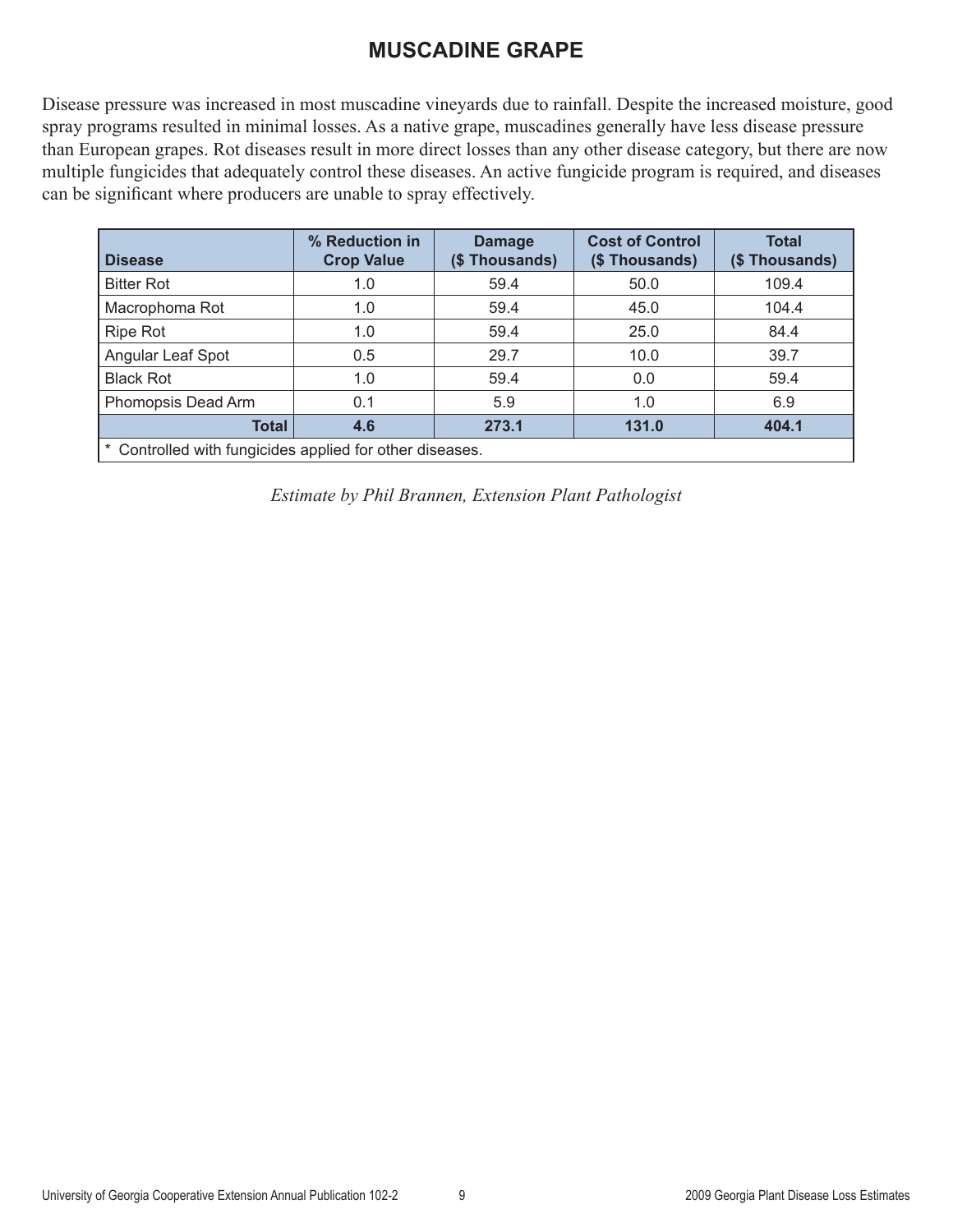# MUSCADINE GRAPE

Disease pressure was increased in most muscadine vineyards due to rainfall. Despite the increased moisture, good spray programs resulted in minimal losses. As a native grape, muscadines generally have less disease pressure than European grapes. Rot diseases result in more direct losses than any other disease category, but there are now multiple fungicides that adequately control these diseases. An active fungicide program is required, and diseases can be significant where producers are unable to spray effectively.

| Disease | % Reduction in Crop Value | Damage ($ Thousands) | Cost of Control ($ Thousands) | Total ($ Thousands) |
|---|---|---|---|---|
| Bitter Rot | 1.0 | 59.4 | 50.0 | 109.4 |
| Macrophoma Rot | 1.0 | 59.4 | 45.0 | 104.4 |
| Ripe Rot | 1.0 | 59.4 | 25.0 | 84.4 |
| Angular Leaf Spot | 0.5 | 29.7 | 10.0 | 39.7 |
| Black Rot | 1.0 | 59.4 | 0.0 | 59.4 |
| Phomopsis Dead Arm | 0.1 | 5.9 | 1.0 | 6.9 |
| **Total** | **4.6** | **273.1** | **131.0** | **404.1** |

\* Controlled with fungicides applied for other diseases.

*Estimate by Phil Brannen, Extension Plant Pathologist*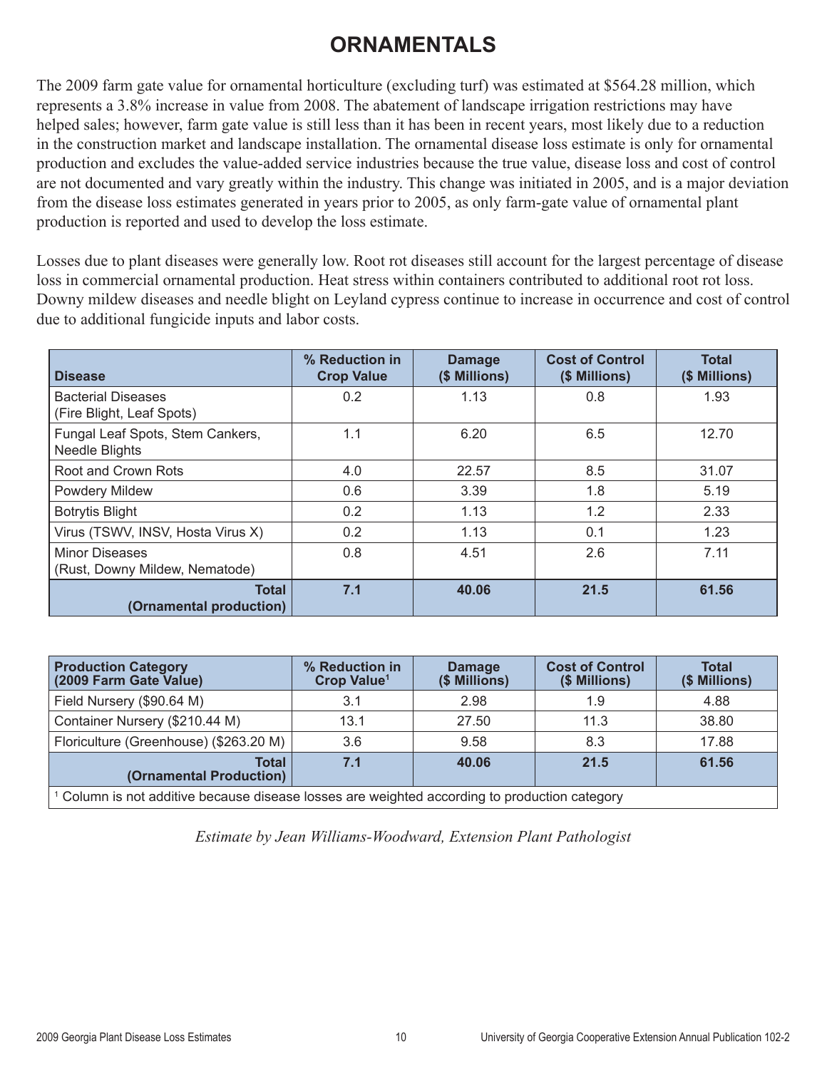# ORNAMENTALS

The 2009 farm gate value for ornamental horticulture (excluding turf) was estimated at $564.28 million, which represents a 3.8% increase in value from 2008. The abatement of landscape irrigation restrictions may have helped sales; however, farm gate value is still less than it has been in recent years, most likely due to a reduction in the construction market and landscape installation. The ornamental disease loss estimate is only for ornamental production and excludes the value-added service industries because the true value, disease loss and cost of control are not documented and vary greatly within the industry. This change was initiated in 2005, and is a major deviation from the disease loss estimates generated in years prior to 2005, as only farm-gate value of ornamental plant production is reported and used to develop the loss estimate.

Losses due to plant diseases were generally low. Root rot diseases still account for the largest percentage of disease loss in commercial ornamental production. Heat stress within containers contributed to additional root rot loss. Downy mildew diseases and needle blight on Leyland cypress continue to increase in occurrence and cost of control due to additional fungicide inputs and labor costs.

| Disease | % Reduction in Crop Value | Damage ($ Millions) | Cost of Control ($ Millions) | Total ($ Millions) |
|---|---|---|---|---|
| Bacterial Diseases (Fire Blight, Leaf Spots) | 0.2 | 1.13 | 0.8 | 1.93 |
| Fungal Leaf Spots, Stem Cankers, Needle Blights | 1.1 | 6.20 | 6.5 | 12.70 |
| Root and Crown Rots | 4.0 | 22.57 | 8.5 | 31.07 |
| Powdery Mildew | 0.6 | 3.39 | 1.8 | 5.19 |
| Botrytis Blight | 0.2 | 1.13 | 1.2 | 2.33 |
| Virus (TSWV, INSV, Hosta Virus X) | 0.2 | 1.13 | 0.1 | 1.23 |
| Minor Diseases (Rust, Downy Mildew, Nematode) | 0.8 | 4.51 | 2.6 | 7.11 |
| **Total (Ornamental production)** | **7.1** | **40.06** | **21.5** | **61.56** |

| Production Category (2009 Farm Gate Value) | % Reduction in Crop Value[1] | Damage ($ Millions) | Cost of Control ($ Millions) | Total ($ Millions) |
|---|---|---|---|---|
| Field Nursery ($90.64 M) | 3.1 | 2.98 | 1.9 | 4.88 |
| Container Nursery ($210.44 M) | 13.1 | 27.50 | 11.3 | 38.80 |
| Floriculture (Greenhouse) ($263.20 M) | 3.6 | 9.58 | 8.3 | 17.88 |
| **Total (Ornamental Production)** | **7.1** | **40.06** | **21.5** | **61.56** |

[1] Column is not additive because disease losses are weighted according to production category

*Estimate by Jean Williams-Woodward, Extension Plant Pathologist*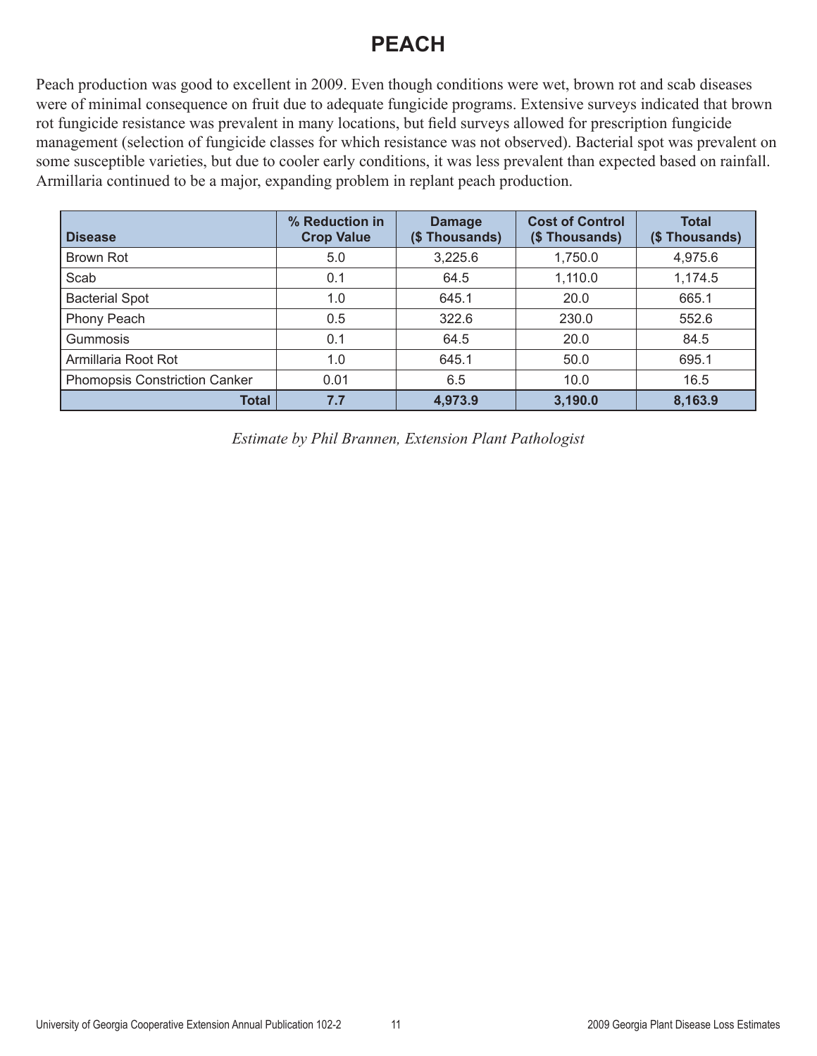# PEACH

Peach production was good to excellent in 2009. Even though conditions were wet, brown rot and scab diseases were of minimal consequence on fruit due to adequate fungicide programs. Extensive surveys indicated that brown rot fungicide resistance was prevalent in many locations, but field surveys allowed for prescription fungicide management (selection of fungicide classes for which resistance was not observed). Bacterial spot was prevalent on some susceptible varieties, but due to cooler early conditions, it was less prevalent than expected based on rainfall. Armillaria continued to be a major, expanding problem in replant peach production.

| Disease | % Reduction in Crop Value | Damage ($ Thousands) | Cost of Control ($ Thousands) | Total ($ Thousands) |
|---|---|---|---|---|
| Brown Rot | 5.0 | 3,225.6 | 1,750.0 | 4,975.6 |
| Scab | 0.1 | 64.5 | 1,110.0 | 1,174.5 |
| Bacterial Spot | 1.0 | 645.1 | 20.0 | 665.1 |
| Phony Peach | 0.5 | 322.6 | 230.0 | 552.6 |
| Gummosis | 0.1 | 64.5 | 20.0 | 84.5 |
| Armillaria Root Rot | 1.0 | 645.1 | 50.0 | 695.1 |
| Phomopsis Constriction Canker | 0.01 | 6.5 | 10.0 | 16.5 |
| **Total** | **7.7** | **4,973.9** | **3,190.0** | **8,163.9** |

*Estimate by Phil Brannen, Extension Plant Pathologist*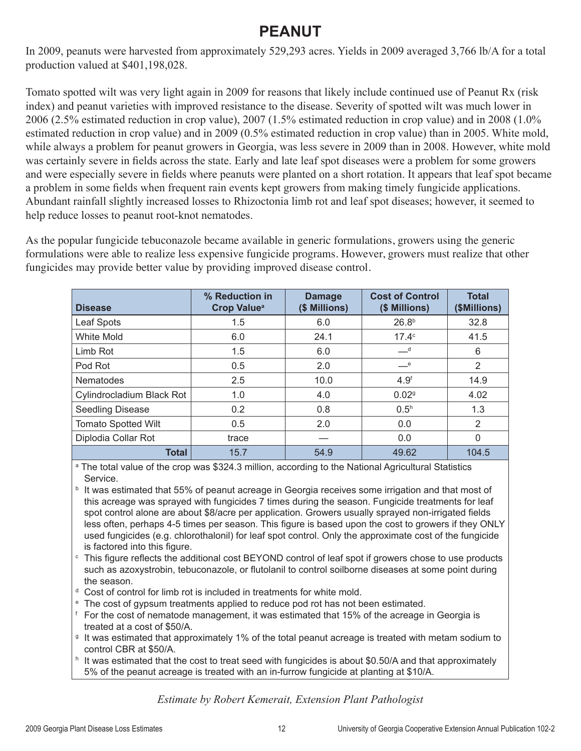# PEANUT

In 2009, peanuts were harvested from approximately 529,293 acres. Yields in 2009 averaged 3,766 lb/A for a total production valued at $401,198,028.

Tomato spotted wilt was very light again in 2009 for reasons that likely include continued use of Peanut Rx (risk index) and peanut varieties with improved resistance to the disease. Severity of spotted wilt was much lower in 2006 (2.5% estimated reduction in crop value), 2007 (1.5% estimated reduction in crop value) and in 2008 (1.0% estimated reduction in crop value) and in 2009 (0.5% estimated reduction in crop value) than in 2005. White mold, while always a problem for peanut growers in Georgia, was less severe in 2009 than in 2008. However, white mold was certainly severe in fields across the state. Early and late leaf spot diseases were a problem for some growers and were especially severe in fields where peanuts were planted on a short rotation. It appears that leaf spot became a problem in some fields when frequent rain events kept growers from making timely fungicide applications. Abundant rainfall slightly increased losses to Rhizoctonia limb rot and leaf spot diseases; however, it seemed to help reduce losses to peanut root-knot nematodes.

As the popular fungicide tebuconazole became available in generic formulations, growers using the generic formulations were able to realize less expensive fungicide programs. However, growers must realize that other fungicides may provide better value by providing improved disease control.

| Disease | % Reduction in Crop Value[a] | Damage ($ Millions) | Cost of Control ($ Millions) | Total ($Millions) |
|---|---|---|---|---|
| Leaf Spots | 1.5 | 6.0 | 26.8[b] | 32.8 |
| White Mold | 6.0 | 24.1 | 17.4[c] | 41.5 |
| Limb Rot | 1.5 | 6.0 | —[d] | 6 |
| Pod Rot | 0.5 | 2.0 | —[e] | 2 |
| Nematodes | 2.5 | 10.0 | 4.9[f] | 14.9 |
| Cylindrocladium Black Rot | 1.0 | 4.0 | 0.02[g] | 4.02 |
| Seedling Disease | 0.2 | 0.8 | 0.5[h] | 1.3 |
| Tomato Spotted Wilt | 0.5 | 2.0 | 0.0 | 2 |
| Diplodia Collar Rot | trace | — | 0.0 | 0 |
| **Total** | 15.7 | 54.9 | 49.62 | 104.5 |

[a] The total value of the crop was $324.3 million, according to the National Agricultural Statistics Service.

[b] It was estimated that 55% of peanut acreage in Georgia receives some irrigation and that most of this acreage was sprayed with fungicides 7 times during the season. Fungicide treatments for leaf spot control alone are about $8/acre per application. Growers usually sprayed non-irrigated fields less often, perhaps 4-5 times per season. This figure is based upon the cost to growers if they ONLY used fungicides (e.g. chlorothalonil) for leaf spot control. Only the approximate cost of the fungicide is factored into this figure.

[c] This figure reflects the additional cost BEYOND control of leaf spot if growers chose to use products such as azoxystrobin, tebuconazole, or flutolanil to control soilborne diseases at some point during the season.

[d] Cost of control for limb rot is included in treatments for white mold.

[e] The cost of gypsum treatments applied to reduce pod rot has not been estimated.

[f] For the cost of nematode management, it was estimated that 15% of the acreage in Georgia is treated at a cost of $50/A.

[g] It was estimated that approximately 1% of the total peanut acreage is treated with metam sodium to control CBR at $50/A.

[h] It was estimated that the cost to treat seed with fungicides is about $0.50/A and that approximately 5% of the peanut acreage is treated with an in-furrow fungicide at planting at $10/A.

*Estimate by Robert Kemerait, Extension Plant Pathologist*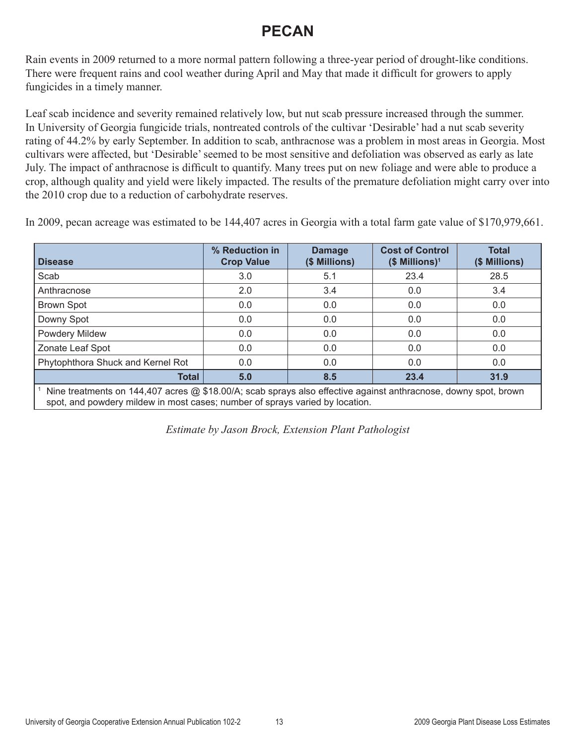# PECAN

Rain events in 2009 returned to a more normal pattern following a three-year period of drought-like conditions. There were frequent rains and cool weather during April and May that made it difficult for growers to apply fungicides in a timely manner.

Leaf scab incidence and severity remained relatively low, but nut scab pressure increased through the summer. In University of Georgia fungicide trials, nontreated controls of the cultivar 'Desirable' had a nut scab severity rating of 44.2% by early September. In addition to scab, anthracnose was a problem in most areas in Georgia. Most cultivars were affected, but 'Desirable' seemed to be most sensitive and defoliation was observed as early as late July. The impact of anthracnose is difficult to quantify. Many trees put on new foliage and were able to produce a crop, although quality and yield were likely impacted. The results of the premature defoliation might carry over into the 2010 crop due to a reduction of carbohydrate reserves.

In 2009, pecan acreage was estimated to be 144,407 acres in Georgia with a total farm gate value of $170,979,661.

| Disease | % Reduction in Crop Value | Damage ($ Millions) | Cost of Control ($ Millions)[1] | Total ($ Millions) |
|---|---|---|---|---|
| Scab | 3.0 | 5.1 | 23.4 | 28.5 |
| Anthracnose | 2.0 | 3.4 | 0.0 | 3.4 |
| Brown Spot | 0.0 | 0.0 | 0.0 | 0.0 |
| Downy Spot | 0.0 | 0.0 | 0.0 | 0.0 |
| Powdery Mildew | 0.0 | 0.0 | 0.0 | 0.0 |
| Zonate Leaf Spot | 0.0 | 0.0 | 0.0 | 0.0 |
| Phytophthora Shuck and Kernel Rot | 0.0 | 0.0 | 0.0 | 0.0 |
| **Total** | **5.0** | **8.5** | **23.4** | **31.9** |

[1] Nine treatments on 144,407 acres @ $18.00/A; scab sprays also effective against anthracnose, downy spot, brown spot, and powdery mildew in most cases; number of sprays varied by location.

*Estimate by Jason Brock, Extension Plant Pathologist*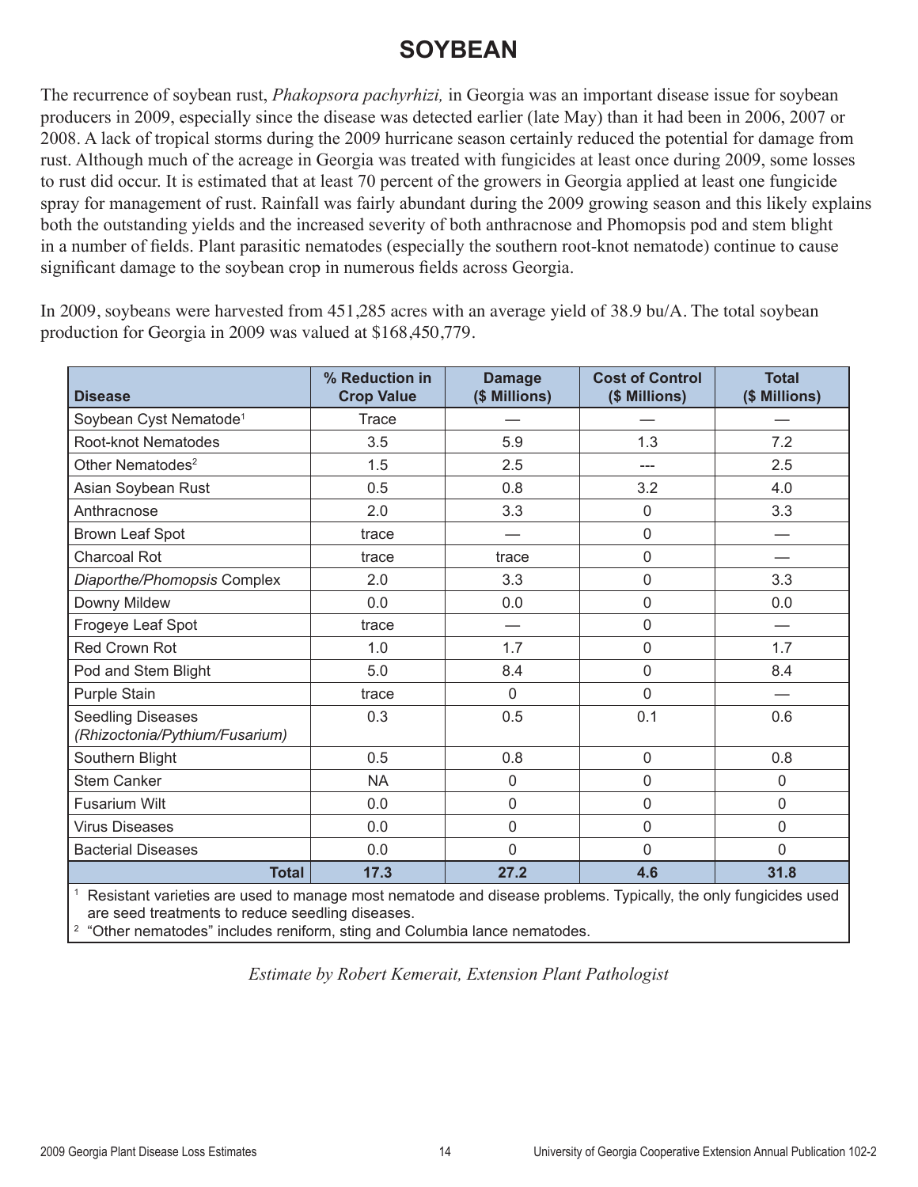# SOYBEAN

The recurrence of soybean rust, *Phakopsora pachyrhizi,* in Georgia was an important disease issue for soybean producers in 2009, especially since the disease was detected earlier (late May) than it had been in 2006, 2007 or 2008. A lack of tropical storms during the 2009 hurricane season certainly reduced the potential for damage from rust. Although much of the acreage in Georgia was treated with fungicides at least once during 2009, some losses to rust did occur. It is estimated that at least 70 percent of the growers in Georgia applied at least one fungicide spray for management of rust. Rainfall was fairly abundant during the 2009 growing season and this likely explains both the outstanding yields and the increased severity of both anthracnose and Phomopsis pod and stem blight in a number of fields. Plant parasitic nematodes (especially the southern root-knot nematode) continue to cause significant damage to the soybean crop in numerous fields across Georgia.

In 2009, soybeans were harvested from 451,285 acres with an average yield of 38.9 bu/A. The total soybean production for Georgia in 2009 was valued at $168,450,779.

| Disease | % Reduction in Crop Value | Damage ($ Millions) | Cost of Control ($ Millions) | Total ($ Millions) |
|---|---|---|---|---|
| Soybean Cyst Nematode[1] | Trace | — | — | — |
| Root-knot Nematodes | 3.5 | 5.9 | 1.3 | 7.2 |
| Other Nematodes[2] | 1.5 | 2.5 | --- | 2.5 |
| Asian Soybean Rust | 0.5 | 0.8 | 3.2 | 4.0 |
| Anthracnose | 2.0 | 3.3 | 0 | 3.3 |
| Brown Leaf Spot | trace | — | 0 | — |
| Charcoal Rot | trace | trace | 0 | — |
| *Diaporthe/Phomopsis* Complex | 2.0 | 3.3 | 0 | 3.3 |
| Downy Mildew | 0.0 | 0.0 | 0 | 0.0 |
| Frogeye Leaf Spot | trace | — | 0 | — |
| Red Crown Rot | 1.0 | 1.7 | 0 | 1.7 |
| Pod and Stem Blight | 5.0 | 8.4 | 0 | 8.4 |
| Purple Stain | trace | 0 | 0 | — |
| Seedling Diseases *(Rhizoctonia/Pythium/Fusarium)* | 0.3 | 0.5 | 0.1 | 0.6 |
| Southern Blight | 0.5 | 0.8 | 0 | 0.8 |
| Stem Canker | NA | 0 | 0 | 0 |
| Fusarium Wilt | 0.0 | 0 | 0 | 0 |
| Virus Diseases | 0.0 | 0 | 0 | 0 |
| Bacterial Diseases | 0.0 | 0 | 0 | 0 |
| **Total** | **17.3** | **27.2** | **4.6** | **31.8** |

[1] Resistant varieties are used to manage most nematode and disease problems. Typically, the only fungicides used are seed treatments to reduce seedling diseases.

[2] "Other nematodes" includes reniform, sting and Columbia lance nematodes.

*Estimate by Robert Kemerait, Extension Plant Pathologist*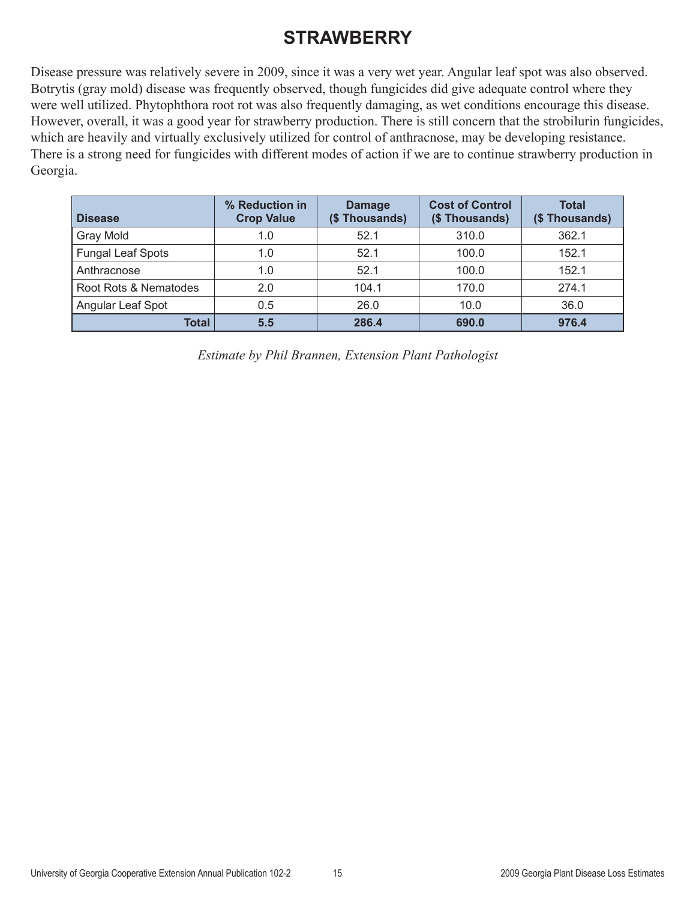# STRAWBERRY

Disease pressure was relatively severe in 2009, since it was a very wet year. Angular leaf spot was also observed. Botrytis (gray mold) disease was frequently observed, though fungicides did give adequate control where they were well utilized. Phytophthora root rot was also frequently damaging, as wet conditions encourage this disease. However, overall, it was a good year for strawberry production. There is still concern that the strobilurin fungicides, which are heavily and virtually exclusively utilized for control of anthracnose, may be developing resistance. There is a strong need for fungicides with different modes of action if we are to continue strawberry production in Georgia.

| Disease | % Reduction in Crop Value | Damage ($ Thousands) | Cost of Control ($ Thousands) | Total ($ Thousands) |
|---|---|---|---|---|
| Gray Mold | 1.0 | 52.1 | 310.0 | 362.1 |
| Fungal Leaf Spots | 1.0 | 52.1 | 100.0 | 152.1 |
| Anthracnose | 1.0 | 52.1 | 100.0 | 152.1 |
| Root Rots & Nematodes | 2.0 | 104.1 | 170.0 | 274.1 |
| Angular Leaf Spot | 0.5 | 26.0 | 10.0 | 36.0 |
| **Total** | **5.5** | **286.4** | **690.0** | **976.4** |

*Estimate by Phil Brannen, Extension Plant Pathologist*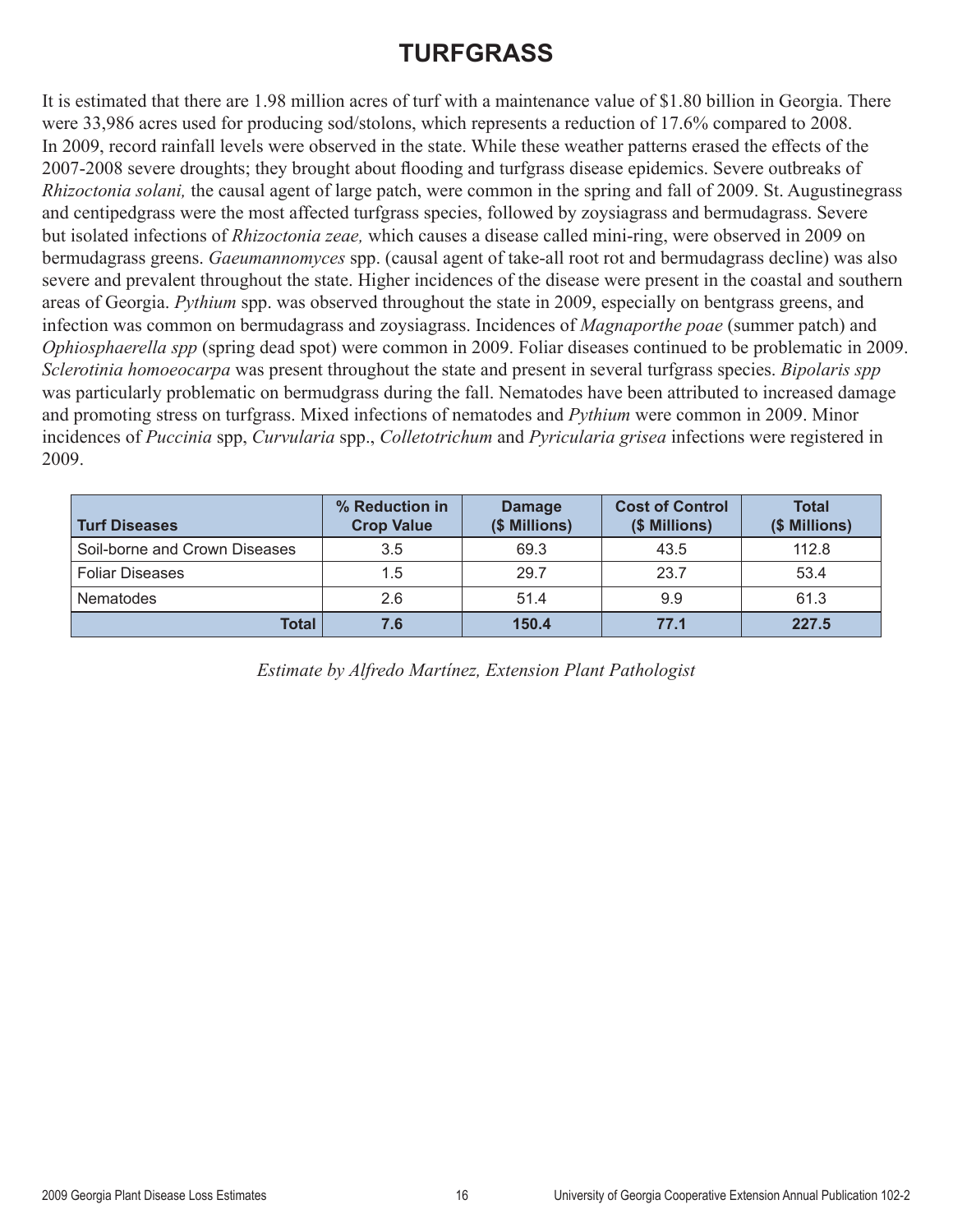# TURFGRASS

It is estimated that there are 1.98 million acres of turf with a maintenance value of $1.80 billion in Georgia. There were 33,986 acres used for producing sod/stolons, which represents a reduction of 17.6% compared to 2008. In 2009, record rainfall levels were observed in the state. While these weather patterns erased the effects of the 2007-2008 severe droughts; they brought about flooding and turfgrass disease epidemics. Severe outbreaks of *Rhizoctonia solani,* the causal agent of large patch, were common in the spring and fall of 2009. St. Augustinegrass and centipedgrass were the most affected turfgrass species, followed by zoysiagrass and bermudagrass. Severe but isolated infections of *Rhizoctonia zeae,* which causes a disease called mini-ring, were observed in 2009 on bermudagrass greens. *Gaeumannomyces* spp. (causal agent of take-all root rot and bermudagrass decline) was also severe and prevalent throughout the state. Higher incidences of the disease were present in the coastal and southern areas of Georgia. *Pythium* spp. was observed throughout the state in 2009, especially on bentgrass greens, and infection was common on bermudagrass and zoysiagrass. Incidences of *Magnaporthe poae* (summer patch) and *Ophiosphaerella spp* (spring dead spot) were common in 2009. Foliar diseases continued to be problematic in 2009. *Sclerotinia homoeocarpa* was present throughout the state and present in several turfgrass species. *Bipolaris spp* was particularly problematic on bermudgrass during the fall. Nematodes have been attributed to increased damage and promoting stress on turfgrass. Mixed infections of nematodes and *Pythium* were common in 2009. Minor incidences of *Puccinia* spp, *Curvularia* spp., *Colletotrichum* and *Pyricularia grisea* infections were registered in 2009.

| Turf Diseases | % Reduction in Crop Value | Damage ($ Millions) | Cost of Control ($ Millions) | Total ($ Millions) |
|---|---|---|---|---|
| Soil-borne and Crown Diseases | 3.5 | 69.3 | 43.5 | 112.8 |
| Foliar Diseases | 1.5 | 29.7 | 23.7 | 53.4 |
| Nematodes | 2.6 | 51.4 | 9.9 | 61.3 |
| **Total** | **7.6** | **150.4** | **77.1** | **227.5** |

*Estimate by Alfredo Martínez, Extension Plant Pathologist*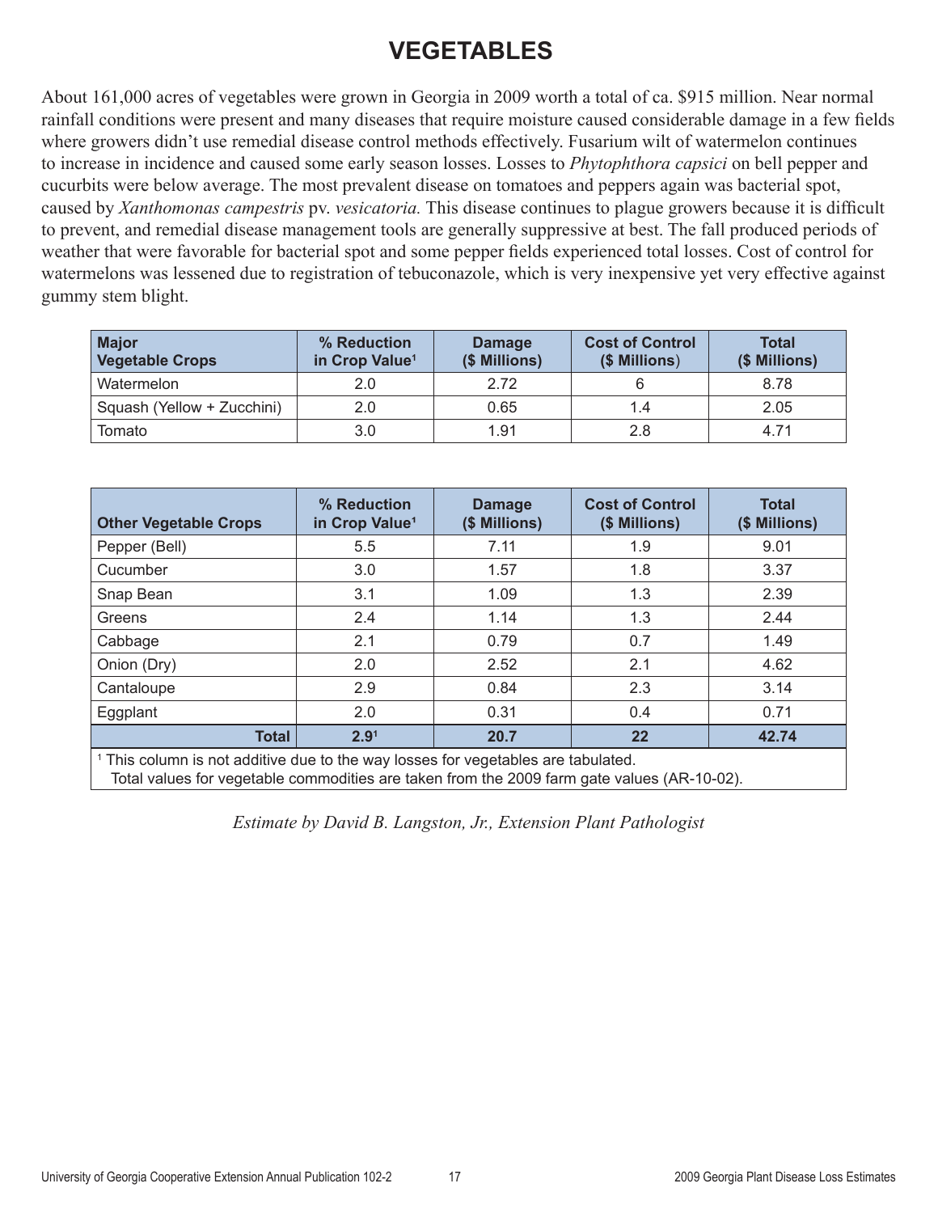# VEGETABLES

About 161,000 acres of vegetables were grown in Georgia in 2009 worth a total of ca. $915 million. Near normal rainfall conditions were present and many diseases that require moisture caused considerable damage in a few fields where growers didn't use remedial disease control methods effectively. Fusarium wilt of watermelon continues to increase in incidence and caused some early season losses. Losses to *Phytophthora capsici* on bell pepper and cucurbits were below average. The most prevalent disease on tomatoes and peppers again was bacterial spot, caused by *Xanthomonas campestris* pv. *vesicatoria.* This disease continues to plague growers because it is difficult to prevent, and remedial disease management tools are generally suppressive at best. The fall produced periods of weather that were favorable for bacterial spot and some pepper fields experienced total losses. Cost of control for watermelons was lessened due to registration of tebuconazole, which is very inexpensive yet very effective against gummy stem blight.

| Major Vegetable Crops | % Reduction in Crop Value[1] | Damage ($ Millions) | Cost of Control ($ Millions) | Total ($ Millions) |
|---|---|---|---|---|
| Watermelon | 2.0 | 2.72 | 6 | 8.78 |
| Squash (Yellow + Zucchini) | 2.0 | 0.65 | 1.4 | 2.05 |
| Tomato | 3.0 | 1.91 | 2.8 | 4.71 |

| Other Vegetable Crops | % Reduction in Crop Value[1] | Damage ($ Millions) | Cost of Control ($ Millions) | Total ($ Millions) |
|---|---|---|---|---|
| Pepper (Bell) | 5.5 | 7.11 | 1.9 | 9.01 |
| Cucumber | 3.0 | 1.57 | 1.8 | 3.37 |
| Snap Bean | 3.1 | 1.09 | 1.3 | 2.39 |
| Greens | 2.4 | 1.14 | 1.3 | 2.44 |
| Cabbage | 2.1 | 0.79 | 0.7 | 1.49 |
| Onion (Dry) | 2.0 | 2.52 | 2.1 | 4.62 |
| Cantaloupe | 2.9 | 0.84 | 2.3 | 3.14 |
| Eggplant | 2.0 | 0.31 | 0.4 | 0.71 |
| **Total** | **2.9[1]** | **20.7** | **22** | **42.74** |

[1] This column is not additive due to the way losses for vegetables are tabulated.
Total values for vegetable commodities are taken from the 2009 farm gate values (AR-10-02).

*Estimate by David B. Langston, Jr., Extension Plant Pathologist*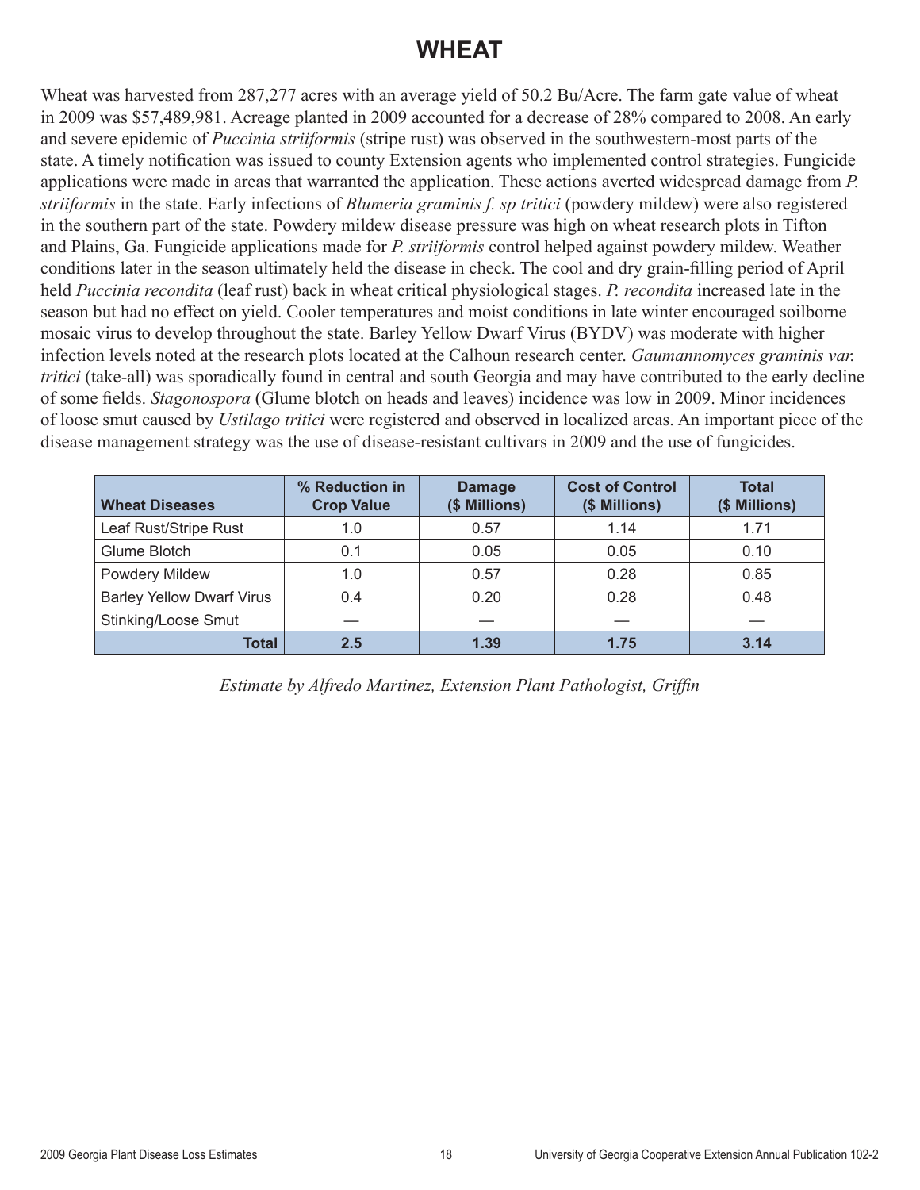# WHEAT

Wheat was harvested from 287,277 acres with an average yield of 50.2 Bu/Acre. The farm gate value of wheat in 2009 was $57,489,981. Acreage planted in 2009 accounted for a decrease of 28% compared to 2008. An early and severe epidemic of *Puccinia striiformis* (stripe rust) was observed in the southwestern-most parts of the state. A timely notification was issued to county Extension agents who implemented control strategies. Fungicide applications were made in areas that warranted the application. These actions averted widespread damage from *P. striiformis* in the state. Early infections of *Blumeria graminis f. sp tritici* (powdery mildew) were also registered in the southern part of the state. Powdery mildew disease pressure was high on wheat research plots in Tifton and Plains, Ga. Fungicide applications made for *P. striiformis* control helped against powdery mildew. Weather conditions later in the season ultimately held the disease in check. The cool and dry grain-filling period of April held *Puccinia recondita* (leaf rust) back in wheat critical physiological stages. *P. recondita* increased late in the season but had no effect on yield. Cooler temperatures and moist conditions in late winter encouraged soilborne mosaic virus to develop throughout the state. Barley Yellow Dwarf Virus (BYDV) was moderate with higher infection levels noted at the research plots located at the Calhoun research center. *Gaumannomyces graminis var. tritici* (take-all) was sporadically found in central and south Georgia and may have contributed to the early decline of some fields. *Stagonospora* (Glume blotch on heads and leaves) incidence was low in 2009. Minor incidences of loose smut caused by *Ustilago tritici* were registered and observed in localized areas. An important piece of the disease management strategy was the use of disease-resistant cultivars in 2009 and the use of fungicides.

| Wheat Diseases | % Reduction in Crop Value | Damage ($ Millions) | Cost of Control ($ Millions) | Total ($ Millions) |
|---|---|---|---|---|
| Leaf Rust/Stripe Rust | 1.0 | 0.57 | 1.14 | 1.71 |
| Glume Blotch | 0.1 | 0.05 | 0.05 | 0.10 |
| Powdery Mildew | 1.0 | 0.57 | 0.28 | 0.85 |
| Barley Yellow Dwarf Virus | 0.4 | 0.20 | 0.28 | 0.48 |
| Stinking/Loose Smut | — | — | — | — |
| **Total** | **2.5** | **1.39** | **1.75** | **3.14** |

*Estimate by Alfredo Martinez, Extension Plant Pathologist, Griffin*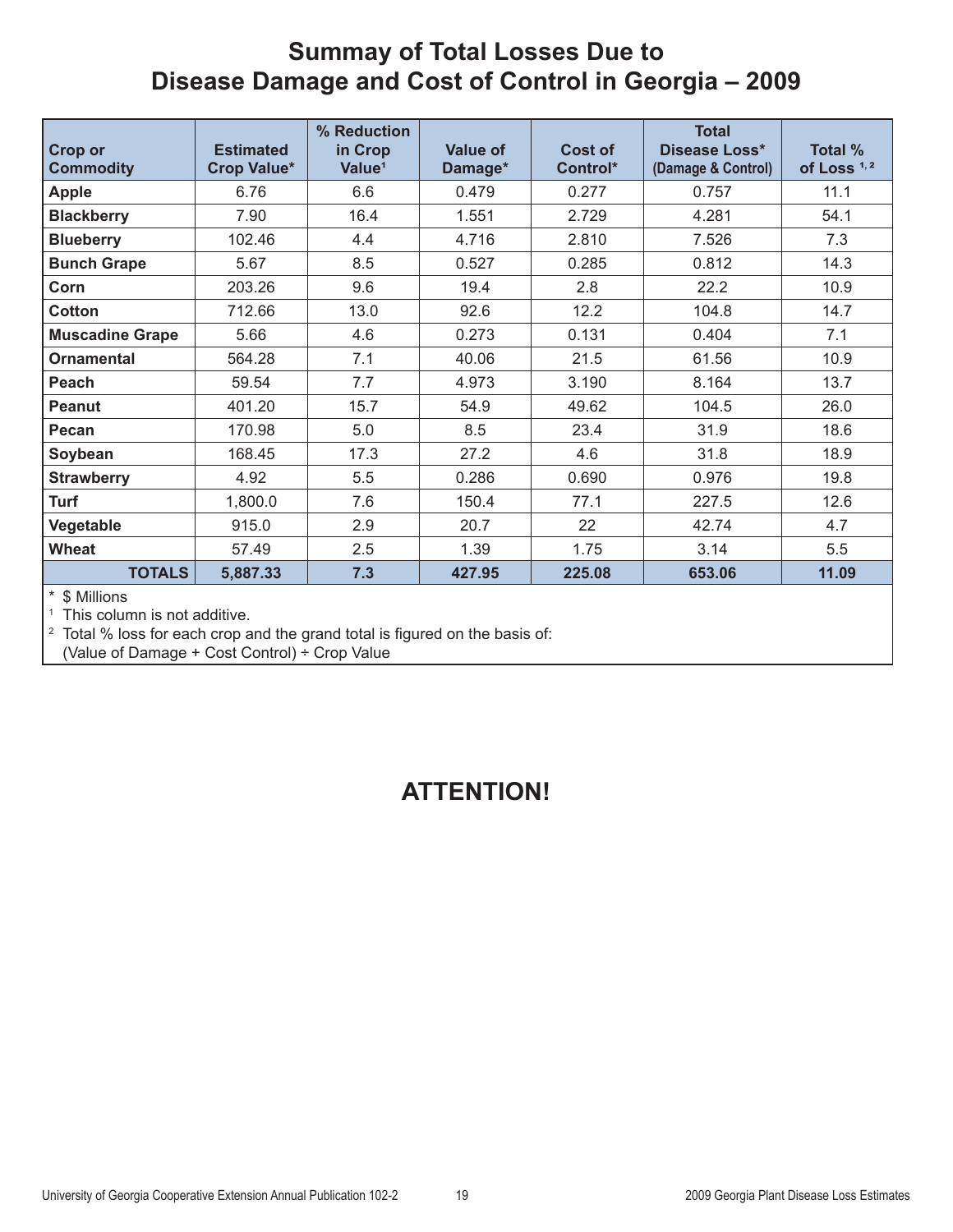# Summay of Total Losses Due to Disease Damage and Cost of Control in Georgia – 2009

| Crop or Commodity | Estimated Crop Value* | % Reduction in Crop Value[1] | Value of Damage* | Cost of Control* | Total Disease Loss* (Damage & Control) | Total % of Loss [1, 2] |
|---|---|---|---|---|---|---|
| **Apple** | 6.76 | 6.6 | 0.479 | 0.277 | 0.757 | 11.1 |
| **Blackberry** | 7.90 | 16.4 | 1.551 | 2.729 | 4.281 | 54.1 |
| **Blueberry** | 102.46 | 4.4 | 4.716 | 2.810 | 7.526 | 7.3 |
| **Bunch Grape** | 5.67 | 8.5 | 0.527 | 0.285 | 0.812 | 14.3 |
| **Corn** | 203.26 | 9.6 | 19.4 | 2.8 | 22.2 | 10.9 |
| **Cotton** | 712.66 | 13.0 | 92.6 | 12.2 | 104.8 | 14.7 |
| **Muscadine Grape** | 5.66 | 4.6 | 0.273 | 0.131 | 0.404 | 7.1 |
| **Ornamental** | 564.28 | 7.1 | 40.06 | 21.5 | 61.56 | 10.9 |
| **Peach** | 59.54 | 7.7 | 4.973 | 3.190 | 8.164 | 13.7 |
| **Peanut** | 401.20 | 15.7 | 54.9 | 49.62 | 104.5 | 26.0 |
| **Pecan** | 170.98 | 5.0 | 8.5 | 23.4 | 31.9 | 18.6 |
| **Soybean** | 168.45 | 17.3 | 27.2 | 4.6 | 31.8 | 18.9 |
| **Strawberry** | 4.92 | 5.5 | 0.286 | 0.690 | 0.976 | 19.8 |
| **Turf** | 1,800.0 | 7.6 | 150.4 | 77.1 | 227.5 | 12.6 |
| **Vegetable** | 915.0 | 2.9 | 20.7 | 22 | 42.74 | 4.7 |
| **Wheat** | 57.49 | 2.5 | 1.39 | 1.75 | 3.14 | 5.5 |
| **TOTALS** | **5,887.33** | **7.3** | **427.95** | **225.08** | **653.06** | **11.09** |

\* $ Millions

[1] This column is not additive.

[2] Total % loss for each crop and the grand total is figured on the basis of: (Value of Damage + Cost Control) ÷ Crop Value

## ATTENTION!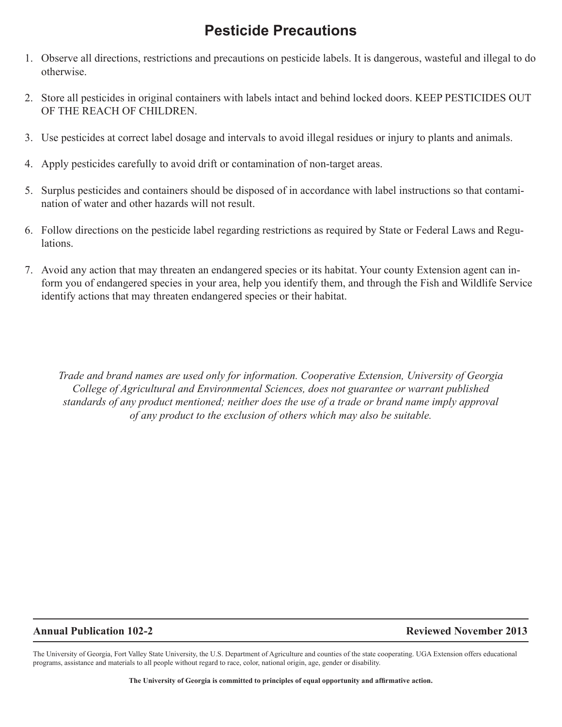# Pesticide Precautions

1. Observe all directions, restrictions and precautions on pesticide labels. It is dangerous, wasteful and illegal to do otherwise.
2. Store all pesticides in original containers with labels intact and behind locked doors. KEEP PESTICIDES OUT OF THE REACH OF CHILDREN.
3. Use pesticides at correct label dosage and intervals to avoid illegal residues or injury to plants and animals.
4. Apply pesticides carefully to avoid drift or contamination of non-target areas.
5. Surplus pesticides and containers should be disposed of in accordance with label instructions so that contamination of water and other hazards will not result.
6. Follow directions on the pesticide label regarding restrictions as required by State or Federal Laws and Regulations.
7. Avoid any action that may threaten an endangered species or its habitat. Your county Extension agent can inform you of endangered species in your area, help you identify them, and through the Fish and Wildlife Service identify actions that may threaten endangered species or their habitat.

*Trade and brand names are used only for information. Cooperative Extension, University of Georgia College of Agricultural and Environmental Sciences, does not guarantee or warrant published standards of any product mentioned; neither does the use of a trade or brand name imply approval of any product to the exclusion of others which may also be suitable.*

---

**Annual Publication 102-2** **Reviewed November 2013**

---

The University of Georgia, Fort Valley State University, the U.S. Department of Agriculture and counties of the state cooperating. UGA Extension offers educational programs, assistance and materials to all people without regard to race, color, national origin, age, gender or disability.

**The University of Georgia is committed to principles of equal opportunity and affirmative action.**